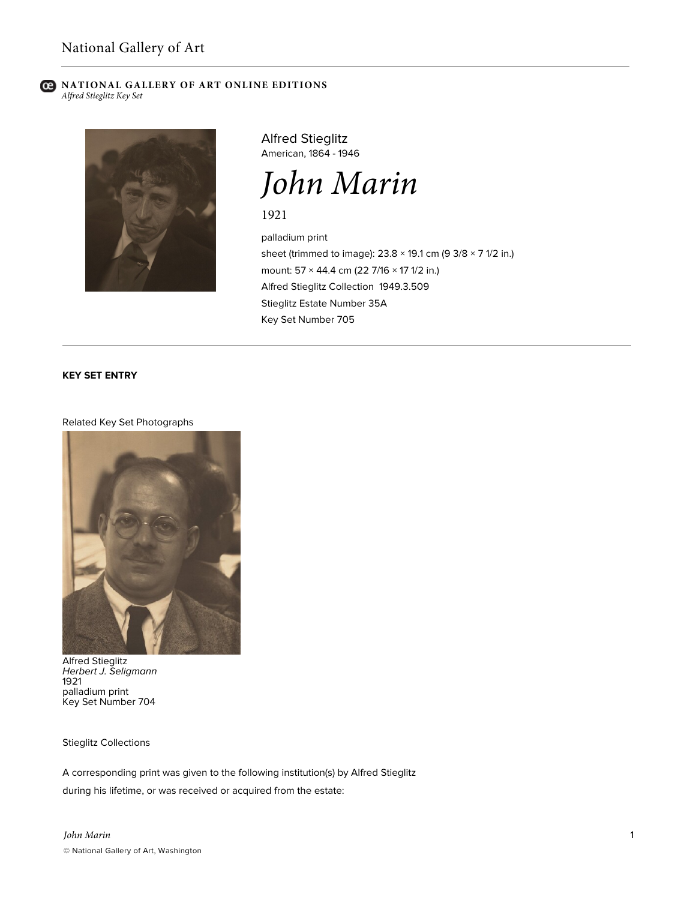NATIONAL GALLERY OF ART ONLINE EDITIONS
*Alfred Stieglitz Key Set*

Alfred Stieglitz
American, 1864 - 1946

# *John Marin*

1921

palladium print
sheet (trimmed to image): 23.8 × 19.1 cm (9 3/8 × 7 1/2 in.)
mount: 57 × 44.4 cm (22 7/16 × 17 1/2 in.)
Alfred Stieglitz Collection 1949.3.509
Stieglitz Estate Number 35A
Key Set Number 705

**KEY SET ENTRY**

Related Key Set Photographs

Alfred Stieglitz
*Herbert J. Seligmann*
1921
palladium print
Key Set Number 704

Stieglitz Collections

A corresponding print was given to the following institution(s) by Alfred Stieglitz during his lifetime, or was received or acquired from the estate: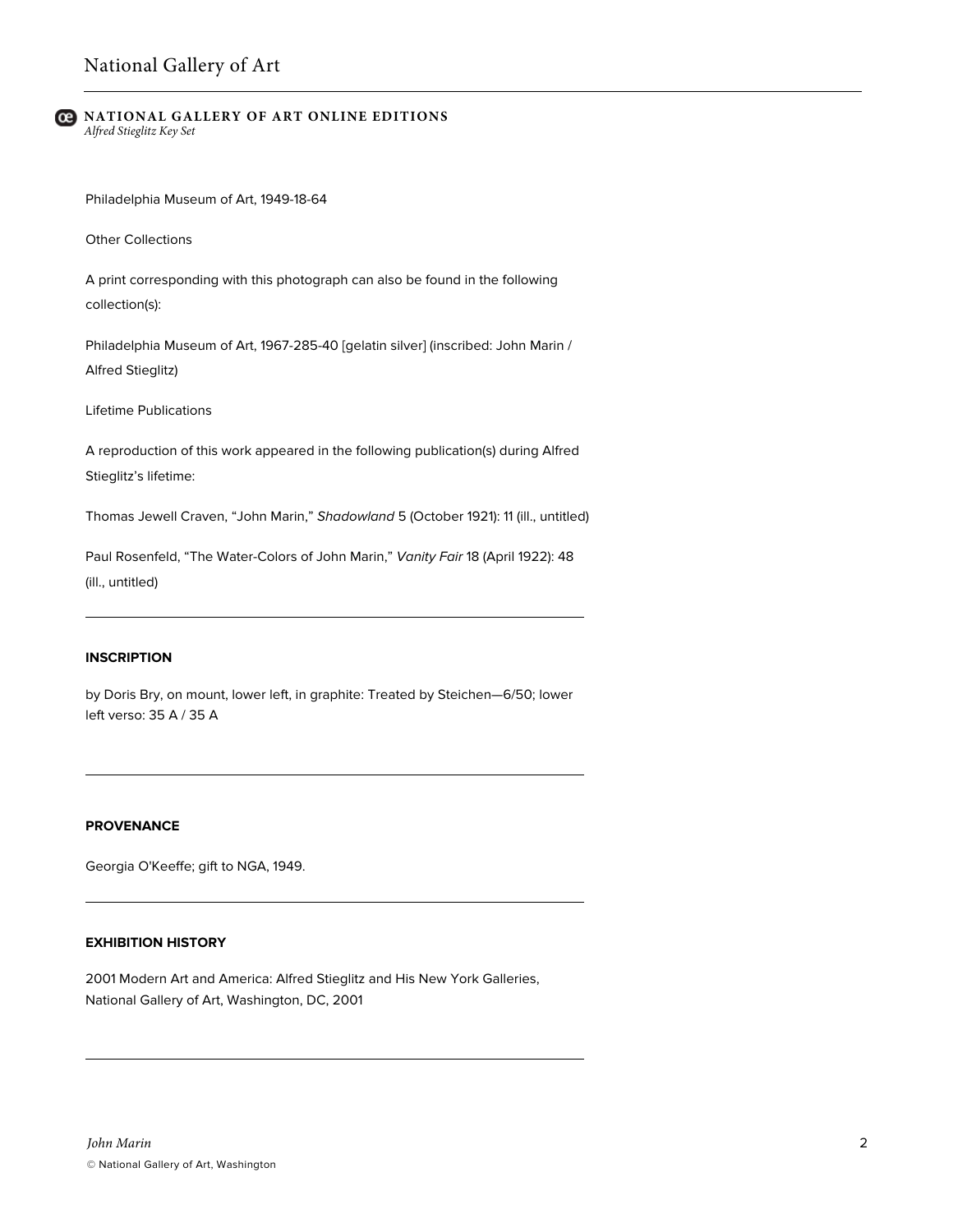Philadelphia Museum of Art, 1949-18-64

Other Collections

A print corresponding with this photograph can also be found in the following collection(s):

Philadelphia Museum of Art, 1967-285-40 [gelatin silver] (inscribed: John Marin / Alfred Stieglitz)

Lifetime Publications

A reproduction of this work appeared in the following publication(s) during Alfred Stieglitz's lifetime:

Thomas Jewell Craven, "John Marin," *Shadowland* 5 (October 1921): 11 (ill., untitled)

Paul Rosenfeld, "The Water-Colors of John Marin," *Vanity Fair* 18 (April 1922): 48 (ill., untitled)

---

**INSCRIPTION**

by Doris Bry, on mount, lower left, in graphite: Treated by Steichen—6/50; lower left verso: 35 A / 35 A

---

**PROVENANCE**

Georgia O'Keeffe; gift to NGA, 1949.

---

**EXHIBITION HISTORY**

2001 Modern Art and America: Alfred Stieglitz and His New York Galleries, National Gallery of Art, Washington, DC, 2001

---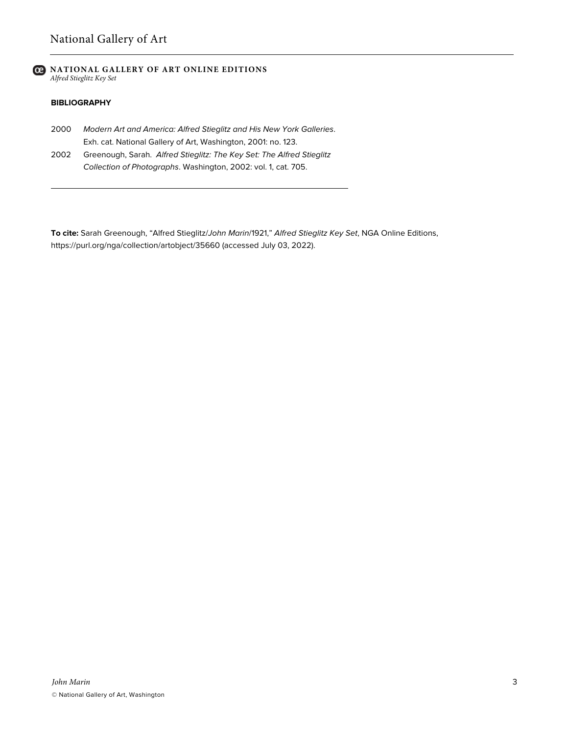**NATIONAL GALLERY OF ART ONLINE EDITIONS**
*Alfred Stieglitz Key Set*

**BIBLIOGRAPHY**

2000 *Modern Art and America: Alfred Stieglitz and His New York Galleries*. Exh. cat. National Gallery of Art, Washington, 2001: no. 123.

2002 Greenough, Sarah. *Alfred Stieglitz: The Key Set: The Alfred Stieglitz Collection of Photographs*. Washington, 2002: vol. 1, cat. 705.

---

**To cite:** Sarah Greenough, “Alfred Stieglitz/*John Marin*/1921,” *Alfred Stieglitz Key Set*, NGA Online Editions, https://purl.org/nga/collection/artobject/35660 (accessed July 03, 2022).